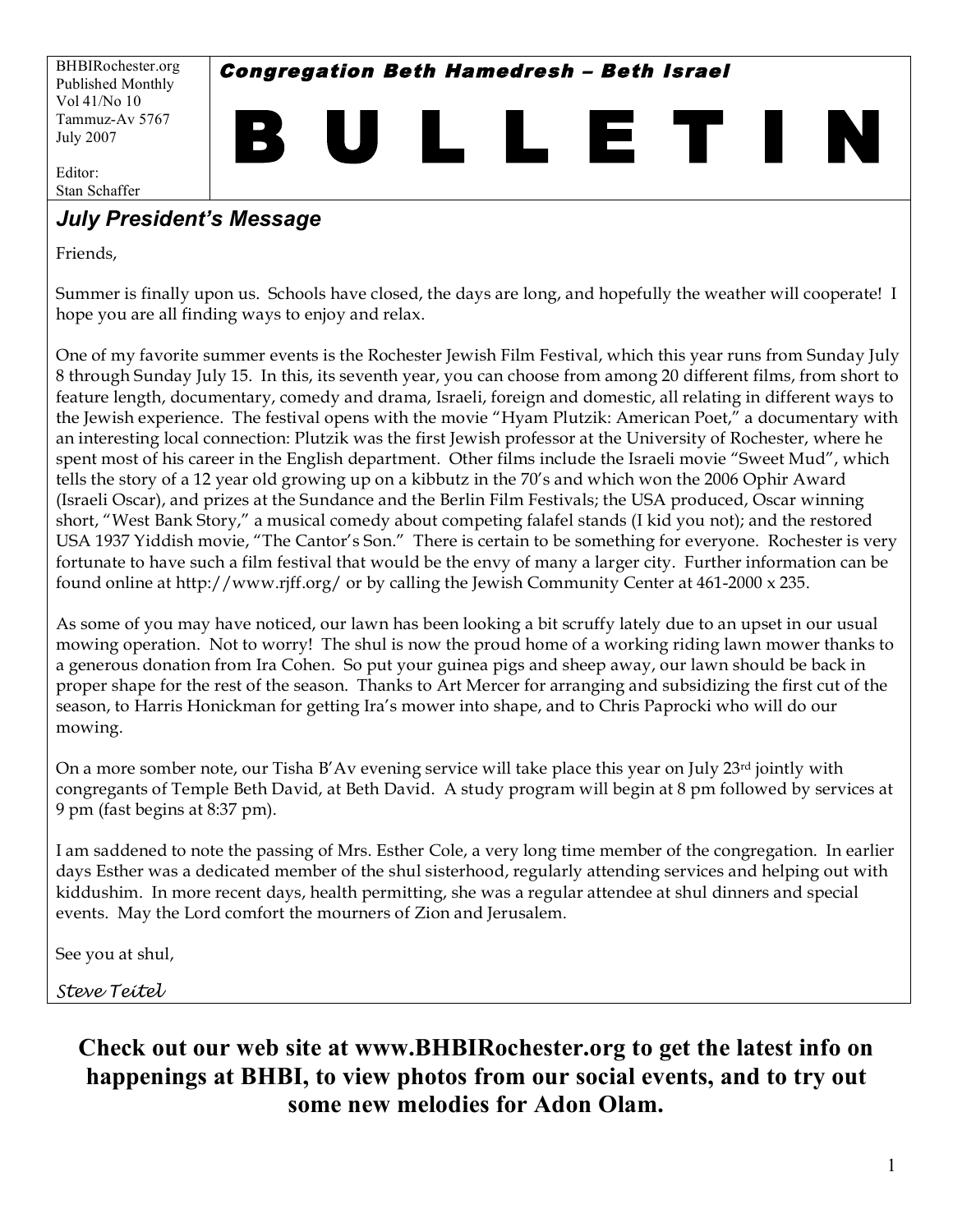BHBIRochester.org
Published Monthly
Vol 41/No 10
Tammuz-Av 5767
July 2007

Editor:
Stan Schaffer

**Congregation Beth Hamedresh – Beth Israel**

# B U L L E T I N

## July President's Message

Friends,

Summer is finally upon us. Schools have closed, the days are long, and hopefully the weather will cooperate! I hope you are all finding ways to enjoy and relax.

One of my favorite summer events is the Rochester Jewish Film Festival, which this year runs from Sunday July 8 through Sunday July 15. In this, its seventh year, you can choose from among 20 different films, from short to feature length, documentary, comedy and drama, Israeli, foreign and domestic, all relating in different ways to the Jewish experience. The festival opens with the movie "Hyam Plutzik: American Poet," a documentary with an interesting local connection: Plutzik was the first Jewish professor at the University of Rochester, where he spent most of his career in the English department. Other films include the Israeli movie "Sweet Mud", which tells the story of a 12 year old growing up on a kibbutz in the 70's and which won the 2006 Ophir Award (Israeli Oscar), and prizes at the Sundance and the Berlin Film Festivals; the USA produced, Oscar winning short, "West Bank Story," a musical comedy about competing falafel stands (I kid you not); and the restored USA 1937 Yiddish movie, "The Cantor's Son." There is certain to be something for everyone. Rochester is very fortunate to have such a film festival that would be the envy of many a larger city. Further information can be found online at http://www.rjff.org/ or by calling the Jewish Community Center at 461-2000 x 235.

As some of you may have noticed, our lawn has been looking a bit scruffy lately due to an upset in our usual mowing operation. Not to worry! The shul is now the proud home of a working riding lawn mower thanks to a generous donation from Ira Cohen. So put your guinea pigs and sheep away, our lawn should be back in proper shape for the rest of the season. Thanks to Art Mercer for arranging and subsidizing the first cut of the season, to Harris Honickman for getting Ira's mower into shape, and to Chris Paprocki who will do our mowing.

On a more somber note, our Tisha B'Av evening service will take place this year on July 23rd jointly with congregants of Temple Beth David, at Beth David. A study program will begin at 8 pm followed by services at 9 pm (fast begins at 8:37 pm).

I am saddened to note the passing of Mrs. Esther Cole, a very long time member of the congregation. In earlier days Esther was a dedicated member of the shul sisterhood, regularly attending services and helping out with kiddushim. In more recent days, health permitting, she was a regular attendee at shul dinners and special events. May the Lord comfort the mourners of Zion and Jerusalem.

See you at shul,

*Steve Teitel*

**Check out our web site at www.BHBIRochester.org to get the latest info on happenings at BHBI, to view photos from our social events, and to try out some new melodies for Adon Olam.**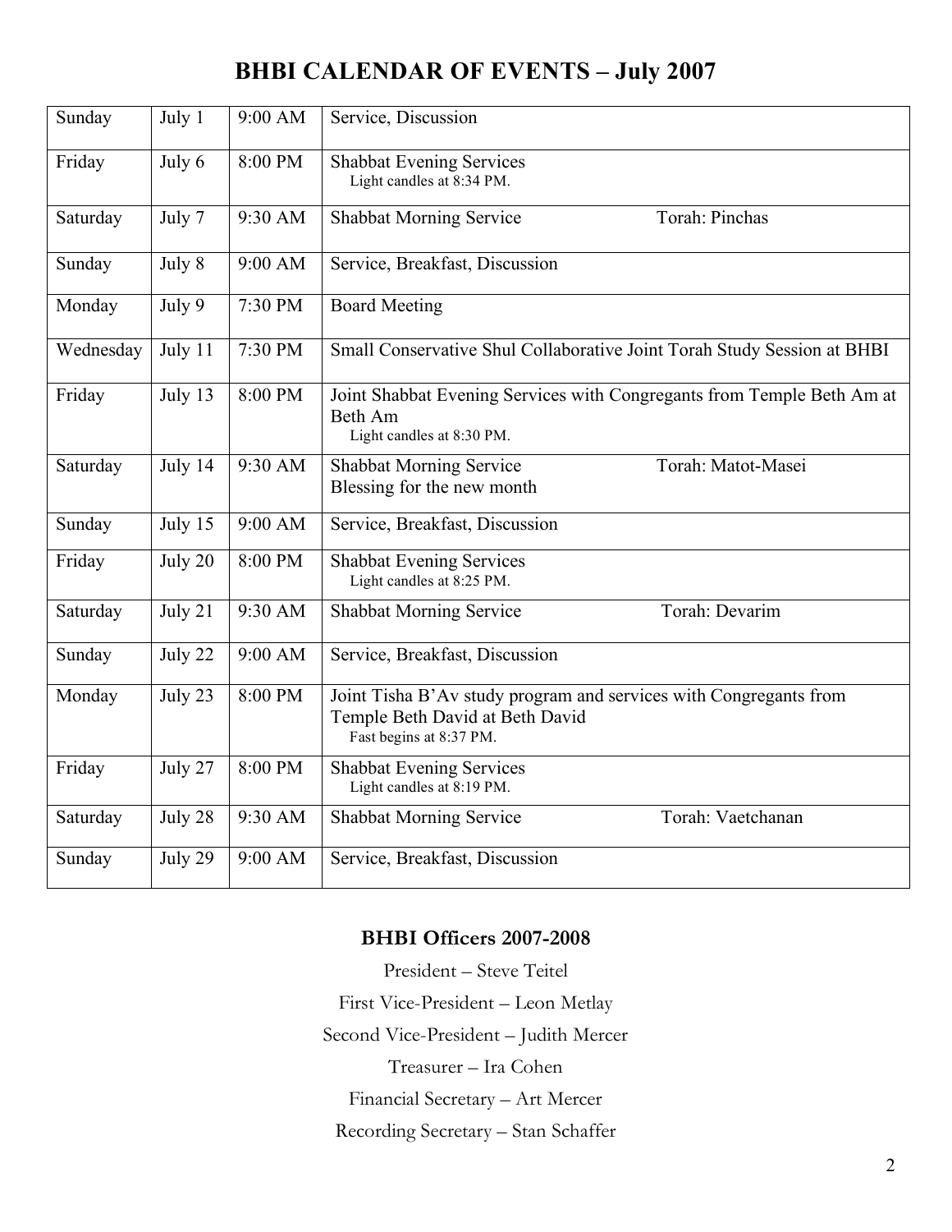# BHBI CALENDAR OF EVENTS – July 2007

| | | | |
|---|---|---|---|
| Sunday | July 1 | 9:00 AM | Service, Discussion |
| Friday | July 6 | 8:00 PM | Shabbat Evening Services<br>Light candles at 8:34 PM. |
| Saturday | July 7 | 9:30 AM | Shabbat Morning Service Torah: Pinchas |
| Sunday | July 8 | 9:00 AM | Service, Breakfast, Discussion |
| Monday | July 9 | 7:30 PM | Board Meeting |
| Wednesday | July 11 | 7:30 PM | Small Conservative Shul Collaborative Joint Torah Study Session at BHBI |
| Friday | July 13 | 8:00 PM | Joint Shabbat Evening Services with Congregants from Temple Beth Am at Beth Am<br>Light candles at 8:30 PM. |
| Saturday | July 14 | 9:30 AM | Shabbat Morning Service Torah: Matot-Masei<br>Blessing for the new month |
| Sunday | July 15 | 9:00 AM | Service, Breakfast, Discussion |
| Friday | July 20 | 8:00 PM | Shabbat Evening Services<br>Light candles at 8:25 PM. |
| Saturday | July 21 | 9:30 AM | Shabbat Morning Service Torah: Devarim |
| Sunday | July 22 | 9:00 AM | Service, Breakfast, Discussion |
| Monday | July 23 | 8:00 PM | Joint Tisha B'Av study program and services with Congregants from Temple Beth David at Beth David<br>Fast begins at 8:37 PM. |
| Friday | July 27 | 8:00 PM | Shabbat Evening Services<br>Light candles at 8:19 PM. |
| Saturday | July 28 | 9:30 AM | Shabbat Morning Service Torah: Vaetchanan |
| Sunday | July 29 | 9:00 AM | Service, Breakfast, Discussion |

## BHBI Officers 2007-2008

President – Steve Teitel

First Vice-President – Leon Metlay

Second Vice-President – Judith Mercer

Treasurer – Ira Cohen

Financial Secretary – Art Mercer

Recording Secretary – Stan Schaffer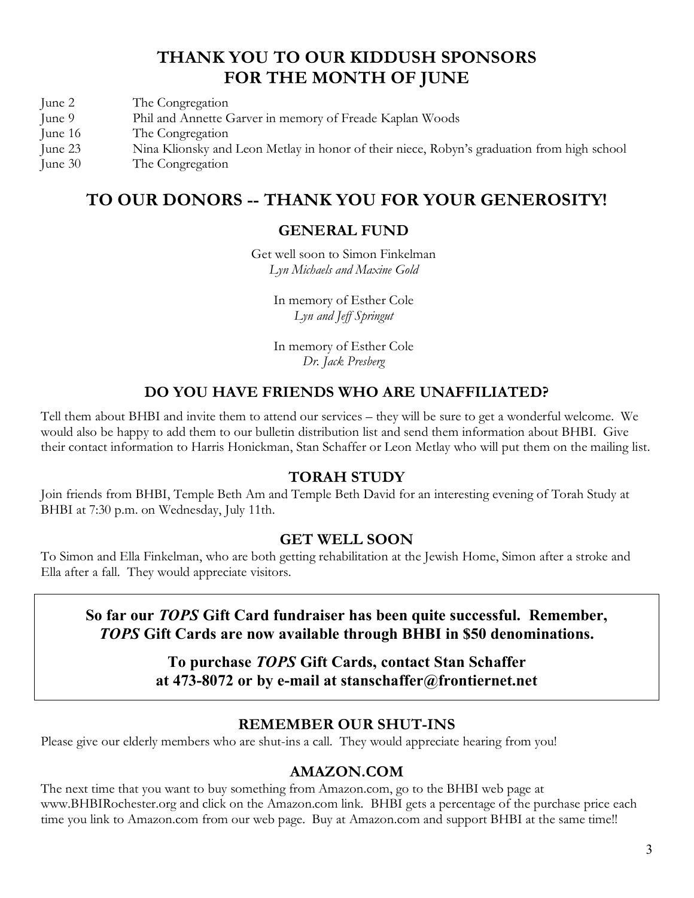# THANK YOU TO OUR KIDDUSH SPONSORS FOR THE MONTH OF JUNE

| | |
|---|---|
| June 2 | The Congregation |
| June 9 | Phil and Annette Garver in memory of Freade Kaplan Woods |
| June 16 | The Congregation |
| June 23 | Nina Klionsky and Leon Metlay in honor of their niece, Robyn's graduation from high school |
| June 30 | The Congregation |

# TO OUR DONORS -- THANK YOU FOR YOUR GENEROSITY!

## GENERAL FUND

Get well soon to Simon Finkelman
*Lyn Michaels and Maxine Gold*

In memory of Esther Cole
*Lyn and Jeff Springut*

In memory of Esther Cole
*Dr. Jack Presberg*

## DO YOU HAVE FRIENDS WHO ARE UNAFFILIATED?

Tell them about BHBI and invite them to attend our services – they will be sure to get a wonderful welcome. We would also be happy to add them to our bulletin distribution list and send them information about BHBI. Give their contact information to Harris Honickman, Stan Schaffer or Leon Metlay who will put them on the mailing list.

## TORAH STUDY

Join friends from BHBI, Temple Beth Am and Temple Beth David for an interesting evening of Torah Study at BHBI at 7:30 p.m. on Wednesday, July 11th.

## GET WELL SOON

To Simon and Ella Finkelman, who are both getting rehabilitation at the Jewish Home, Simon after a stroke and Ella after a fall. They would appreciate visitors.

**So far our *TOPS* Gift Card fundraiser has been quite successful. Remember, *TOPS* Gift Cards are now available through BHBI in $50 denominations.**

**To purchase *TOPS* Gift Cards, contact Stan Schaffer at 473-8072 or by e-mail at stanschaffer@frontiernet.net**

## REMEMBER OUR SHUT-INS

Please give our elderly members who are shut-ins a call. They would appreciate hearing from you!

## AMAZON.COM

The next time that you want to buy something from Amazon.com, go to the BHBI web page at www.BHBIRochester.org and click on the Amazon.com link. BHBI gets a percentage of the purchase price each time you link to Amazon.com from our web page. Buy at Amazon.com and support BHBI at the same time!!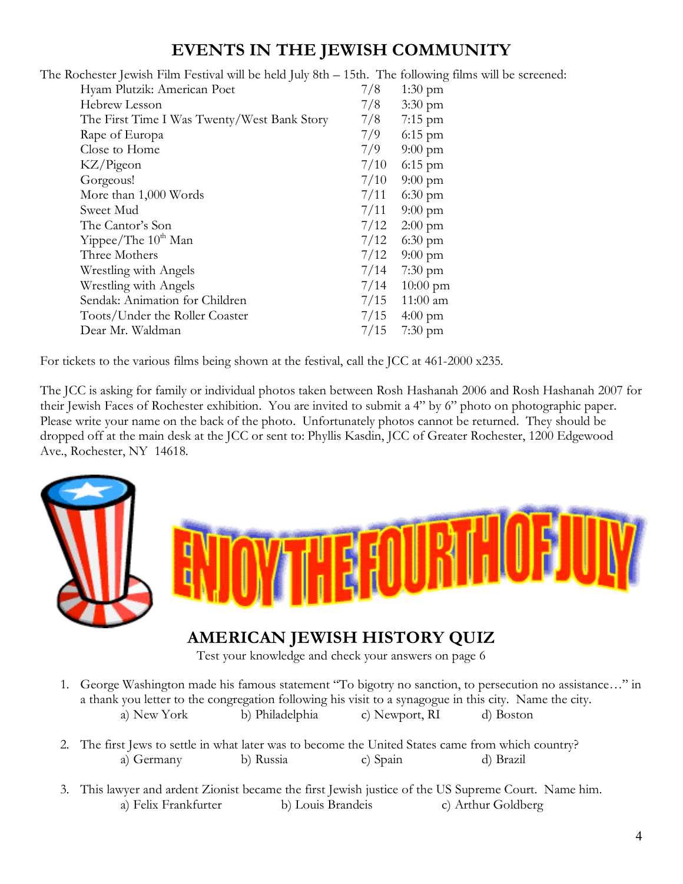# EVENTS IN THE JEWISH COMMUNITY

The Rochester Jewish Film Festival will be held July 8th – 15th. The following films will be screened:

| Film | Date | Time |
|---|---|---|
| Hyam Plutzik: American Poet | 7/8 | 1:30 pm |
| Hebrew Lesson | 7/8 | 3:30 pm |
| The First Time I Was Twenty/West Bank Story | 7/8 | 7:15 pm |
| Rape of Europa | 7/9 | 6:15 pm |
| Close to Home | 7/9 | 9:00 pm |
| KZ/Pigeon | 7/10 | 6:15 pm |
| Gorgeous! | 7/10 | 9:00 pm |
| More than 1,000 Words | 7/11 | 6:30 pm |
| Sweet Mud | 7/11 | 9:00 pm |
| The Cantor's Son | 7/12 | 2:00 pm |
| Yippee/The 10th Man | 7/12 | 6:30 pm |
| Three Mothers | 7/12 | 9:00 pm |
| Wrestling with Angels | 7/14 | 7:30 pm |
| Wrestling with Angels | 7/14 | 10:00 pm |
| Sendak: Animation for Children | 7/15 | 11:00 am |
| Toots/Under the Roller Coaster | 7/15 | 4:00 pm |
| Dear Mr. Waldman | 7/15 | 7:30 pm |

For tickets to the various films being shown at the festival, call the JCC at 461-2000 x235.

The JCC is asking for family or individual photos taken between Rosh Hashanah 2006 and Rosh Hashanah 2007 for their Jewish Faces of Rochester exhibition. You are invited to submit a 4" by 6" photo on photographic paper. Please write your name on the back of the photo. Unfortunately photos cannot be returned. They should be dropped off at the main desk at the JCC or sent to: Phyllis Kasdin, JCC of Greater Rochester, 1200 Edgewood Ave., Rochester, NY 14618.

ENJOY THE FOURTH OF JULY

## AMERICAN JEWISH HISTORY QUIZ

Test your knowledge and check your answers on page 6

1. George Washington made his famous statement "To bigotry no sanction, to persecution no assistance…" in a thank you letter to the congregation following his visit to a synagogue in this city. Name the city.
   a) New York b) Philadelphia c) Newport, RI d) Boston

2. The first Jews to settle in what later was to become the United States came from which country?
   a) Germany b) Russia c) Spain d) Brazil

3. This lawyer and ardent Zionist became the first Jewish justice of the US Supreme Court. Name him.
   a) Felix Frankfurter b) Louis Brandeis c) Arthur Goldberg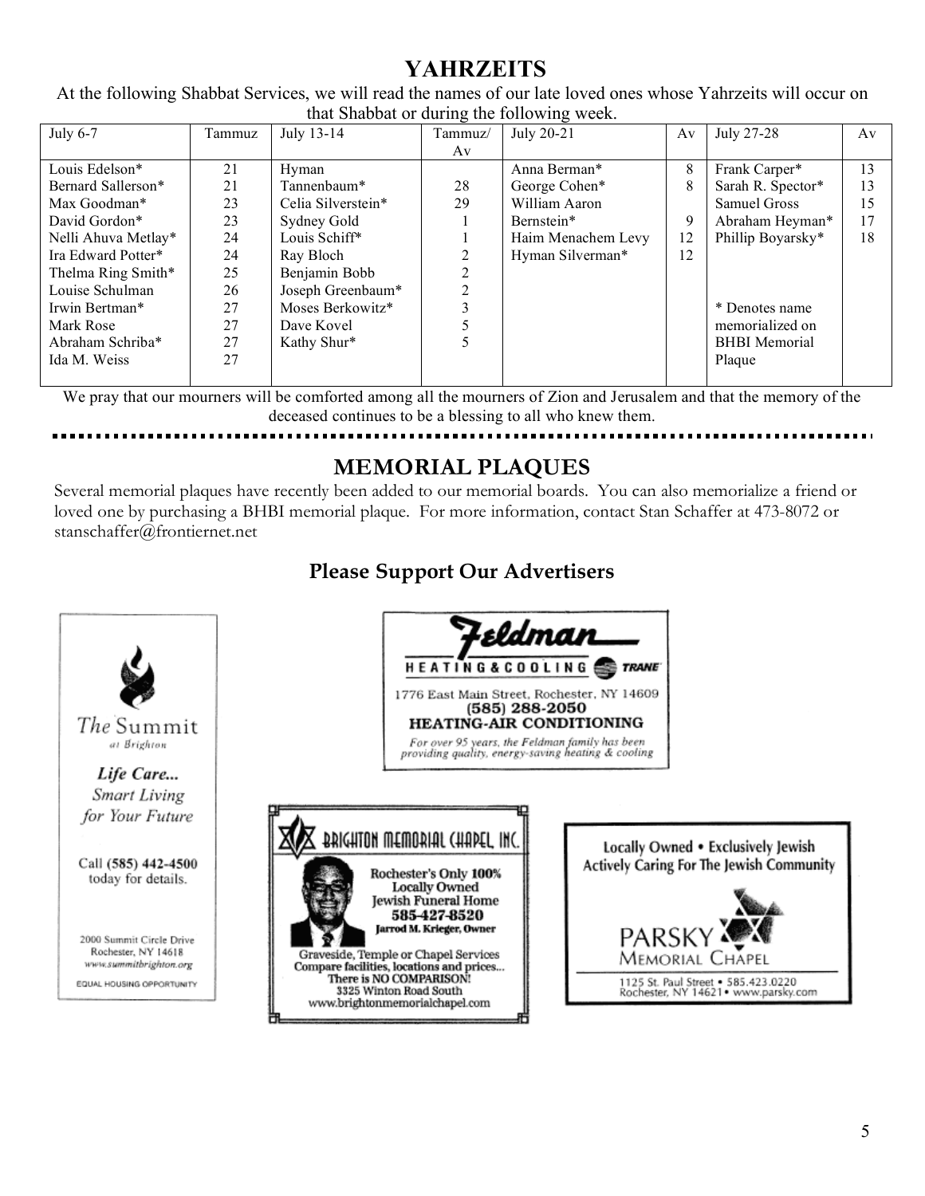# YAHRZEITS

At the following Shabbat Services, we will read the names of our late loved ones whose Yahrzeits will occur on that Shabbat or during the following week.

| July 6-7 | Tammuz | July 13-14 | Tammuz/ Av | July 20-21 | Av | July 27-28 | Av |
|---|---|---|---|---|---|---|---|
| Louis Edelson* | 21 | Hyman | | Anna Berman* | 8 | Frank Carper* | 13 |
| Bernard Sallerson* | 21 | Tannenbaum* | 28 | George Cohen* | 8 | Sarah R. Spector* | 13 |
| Max Goodman* | 23 | Celia Silverstein* | 29 | William Aaron | | Samuel Gross | 15 |
| David Gordon* | 23 | Sydney Gold | 1 | Bernstein* | 9 | Abraham Heyman* | 17 |
| Nelli Ahuva Metlay* | 24 | Louis Schiff* | 1 | Haim Menachem Levy | 12 | Phillip Boyarsky* | 18 |
| Ira Edward Potter* | 24 | Ray Bloch | 2 | Hyman Silverman* | 12 | | |
| Thelma Ring Smith* | 25 | Benjamin Bobb | 2 | | | | |
| Louise Schulman | 26 | Joseph Greenbaum* | 2 | | | | |
| Irwin Bertman* | 27 | Moses Berkowitz* | 3 | | | * Denotes name | |
| Mark Rose | 27 | Dave Kovel | 5 | | | memorialized on | |
| Abraham Schriba* | 27 | Kathy Shur* | 5 | | | BHBI Memorial | |
| Ida M. Weiss | 27 | | | | | Plaque | |

We pray that our mourners will be comforted among all the mourners of Zion and Jerusalem and that the memory of the deceased continues to be a blessing to all who knew them.

## MEMORIAL PLAQUES

Several memorial plaques have recently been added to our memorial boards. You can also memorialize a friend or loved one by purchasing a BHBI memorial plaque. For more information, contact Stan Schaffer at 473-8072 or stanschaffer@frontiernet.net

## Please Support Our Advertisers

The Summit at Brighton

*Life Care... Smart Living for Your Future*

Call (585) 442-4500 today for details.

2000 Summit Circle Drive
Rochester, NY 14618
www.summitbrighton.org

EQUAL HOUSING OPPORTUNITY

Feldman HEATING & COOLING TRANE

1776 East Main Street, Rochester, NY 14609
(585) 288-2050
HEATING-AIR CONDITIONING

*For over 95 years, the Feldman family has been providing quality, energy-saving heating & cooling*

BRIGHTON MEMORIAL CHAPEL, INC.

Rochester's Only 100% Locally Owned Jewish Funeral Home
585-427-8520
Jarrod M. Krieger, Owner

Graveside, Temple or Chapel Services
Compare facilities, locations and prices...
There is NO COMPARISON!
3325 Winton Road South
www.brightonmemorialchapel.com

Locally Owned • Exclusively Jewish
Actively Caring For The Jewish Community

PARSKY MEMORIAL CHAPEL

1125 St. Paul Street • 585.423.0220
Rochester, NY 14621 • www.parsky.com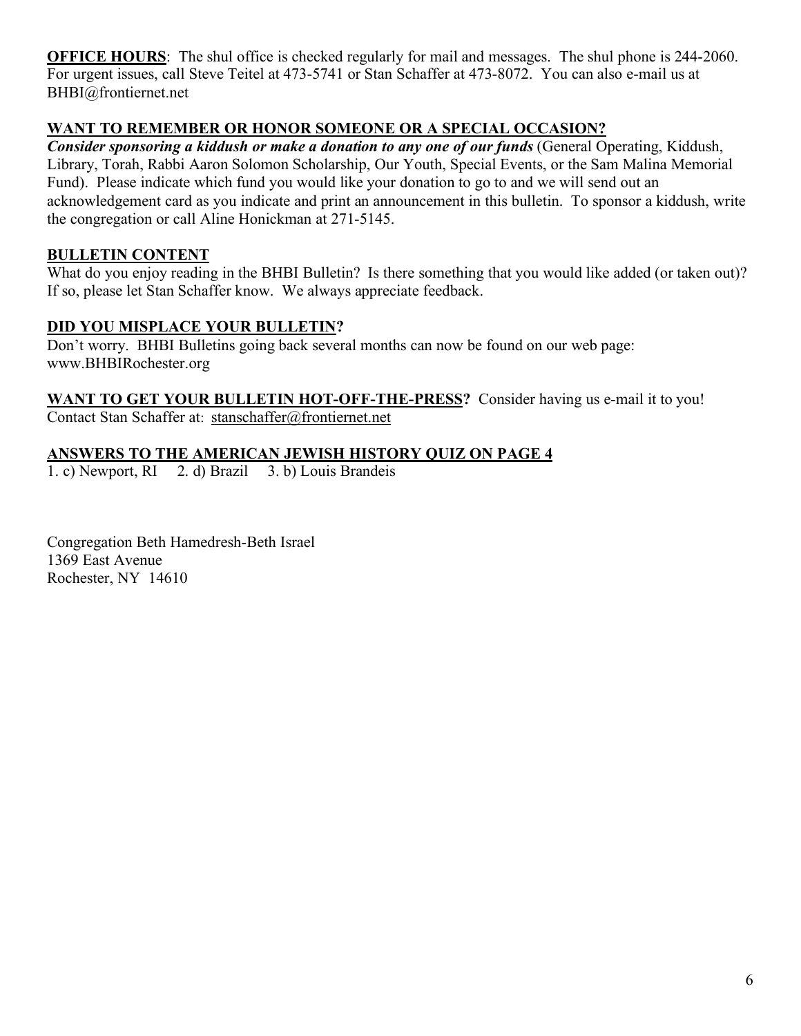**OFFICE HOURS**: The shul office is checked regularly for mail and messages. The shul phone is 244-2060. For urgent issues, call Steve Teitel at 473-5741 or Stan Schaffer at 473-8072. You can also e-mail us at BHBI@frontiernet.net

**WANT TO REMEMBER OR HONOR SOMEONE OR A SPECIAL OCCASION?**

***Consider sponsoring a kiddush or make a donation to any one of our funds*** (General Operating, Kiddush, Library, Torah, Rabbi Aaron Solomon Scholarship, Our Youth, Special Events, or the Sam Malina Memorial Fund). Please indicate which fund you would like your donation to go to and we will send out an acknowledgement card as you indicate and print an announcement in this bulletin. To sponsor a kiddush, write the congregation or call Aline Honickman at 271-5145.

**BULLETIN CONTENT**

What do you enjoy reading in the BHBI Bulletin? Is there something that you would like added (or taken out)? If so, please let Stan Schaffer know. We always appreciate feedback.

**DID YOU MISPLACE YOUR BULLETIN?**

Don't worry. BHBI Bulletins going back several months can now be found on our web page: www.BHBIRochester.org

**WANT TO GET YOUR BULLETIN HOT-OFF-THE-PRESS?** Consider having us e-mail it to you! Contact Stan Schaffer at: stanschaffer@frontiernet.net

**ANSWERS TO THE AMERICAN JEWISH HISTORY QUIZ ON PAGE 4**

1. c) Newport, RI 2. d) Brazil 3. b) Louis Brandeis

Congregation Beth Hamedresh-Beth Israel
1369 East Avenue
Rochester, NY 14610